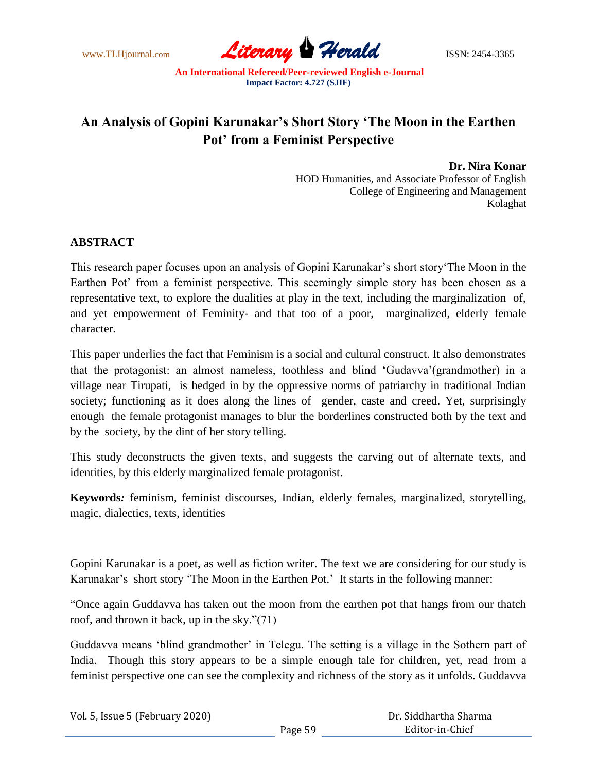# An Analysis of Gopini Karunakar's Short Story 'The Moon in the Earthen Pot' from a Feminist Perspective

**Dr. Nira Konar**
HOD Humanities, and Associate Professor of English
College of Engineering and Management
Kolaghat

## ABSTRACT

This research paper focuses upon an analysis of Gopini Karunakar's short story'The Moon in the Earthen Pot' from a feminist perspective. This seemingly simple story has been chosen as a representative text, to explore the dualities at play in the text, including the marginalization of, and yet empowerment of Feminity- and that too of a poor, marginalized, elderly female character.

This paper underlies the fact that Feminism is a social and cultural construct. It also demonstrates that the protagonist: an almost nameless, toothless and blind 'Gudavva'(grandmother) in a village near Tirupati, is hedged in by the oppressive norms of patriarchy in traditional Indian society; functioning as it does along the lines of gender, caste and creed. Yet, surprisingly enough the female protagonist manages to blur the borderlines constructed both by the text and by the society, by the dint of her story telling.

This study deconstructs the given texts, and suggests the carving out of alternate texts, and identities, by this elderly marginalized female protagonist.

**Keywords:** feminism, feminist discourses, Indian, elderly females, marginalized, storytelling, magic, dialectics, texts, identities

Gopini Karunakar is a poet, as well as fiction writer. The text we are considering for our study is Karunakar's short story 'The Moon in the Earthen Pot.' It starts in the following manner:

"Once again Guddavva has taken out the moon from the earthen pot that hangs from our thatch roof, and thrown it back, up in the sky."(71)

Guddavva means 'blind grandmother' in Telegu. The setting is a village in the Sothern part of India. Though this story appears to be a simple enough tale for children, yet, read from a feminist perspective one can see the complexity and richness of the story as it unfolds. Guddavva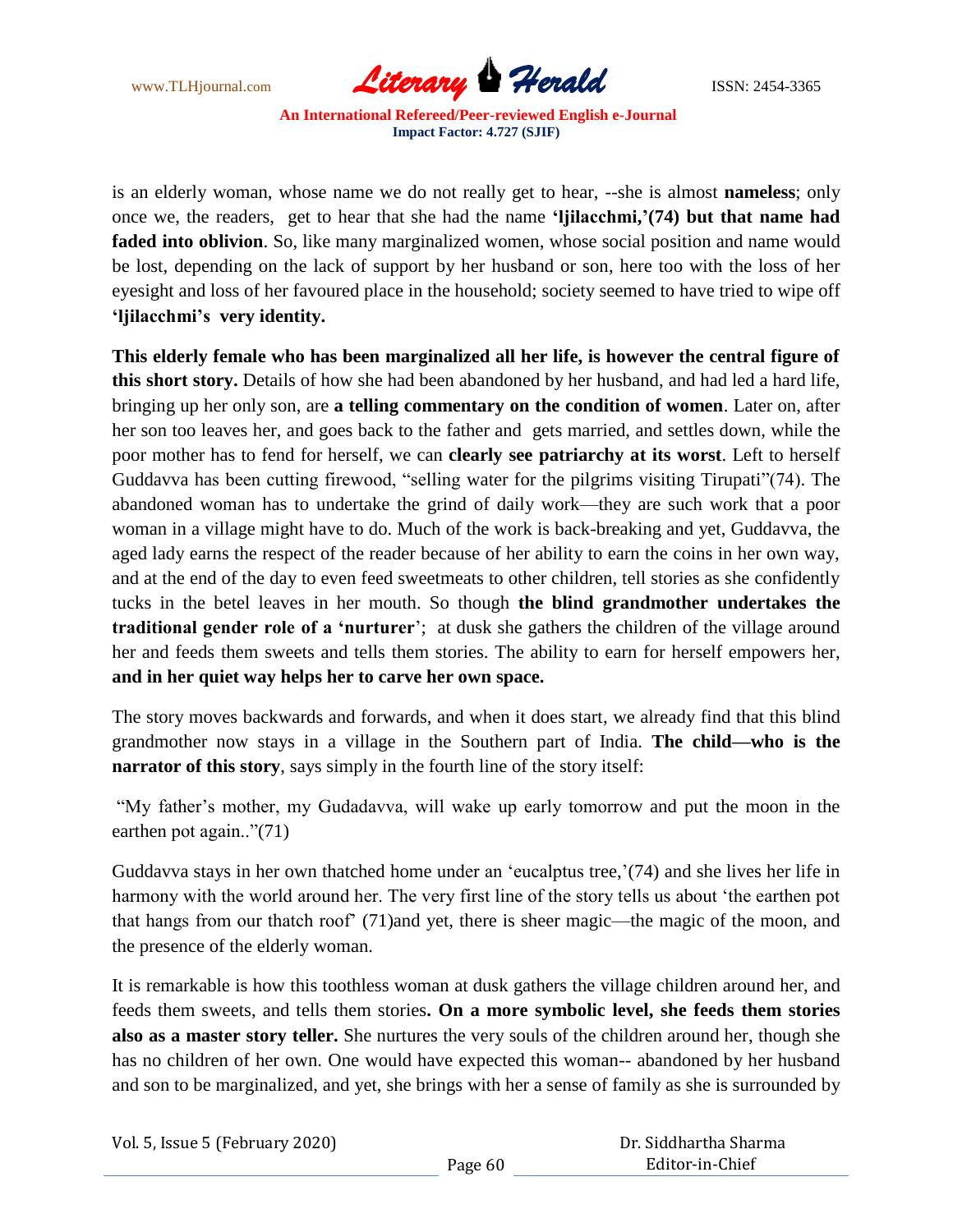is an elderly woman, whose name we do not really get to hear, --she is almost **nameless**; only once we, the readers, get to hear that she had the name **'ljilacchmi,'(74) but that name had faded into oblivion**. So, like many marginalized women, whose social position and name would be lost, depending on the lack of support by her husband or son, here too with the loss of her eyesight and loss of her favoured place in the household; society seemed to have tried to wipe off **'ljilacchmi's very identity.**

**This elderly female who has been marginalized all her life, is however the central figure of this short story.** Details of how she had been abandoned by her husband, and had led a hard life, bringing up her only son, are **a telling commentary on the condition of women**. Later on, after her son too leaves her, and goes back to the father and gets married, and settles down, while the poor mother has to fend for herself, we can **clearly see patriarchy at its worst**. Left to herself Guddavva has been cutting firewood, "selling water for the pilgrims visiting Tirupati"(74). The abandoned woman has to undertake the grind of daily work—they are such work that a poor woman in a village might have to do. Much of the work is back-breaking and yet, Guddavva, the aged lady earns the respect of the reader because of her ability to earn the coins in her own way, and at the end of the day to even feed sweetmeats to other children, tell stories as she confidently tucks in the betel leaves in her mouth. So though **the blind grandmother undertakes the traditional gender role of a 'nurturer'**; at dusk she gathers the children of the village around her and feeds them sweets and tells them stories. The ability to earn for herself empowers her, **and in her quiet way helps her to carve her own space.**

The story moves backwards and forwards, and when it does start, we already find that this blind grandmother now stays in a village in the Southern part of India. **The child—who is the narrator of this story**, says simply in the fourth line of the story itself:

"My father's mother, my Gudadavva, will wake up early tomorrow and put the moon in the earthen pot again.."(71)

Guddavva stays in her own thatched home under an 'eucalptus tree,'(74) and she lives her life in harmony with the world around her. The very first line of the story tells us about 'the earthen pot that hangs from our thatch roof' (71)and yet, there is sheer magic—the magic of the moon, and the presence of the elderly woman.

It is remarkable is how this toothless woman at dusk gathers the village children around her, and feeds them sweets, and tells them stories**. On a more symbolic level, she feeds them stories also as a master story teller.** She nurtures the very souls of the children around her, though she has no children of her own. One would have expected this woman-- abandoned by her husband and son to be marginalized, and yet, she brings with her a sense of family as she is surrounded by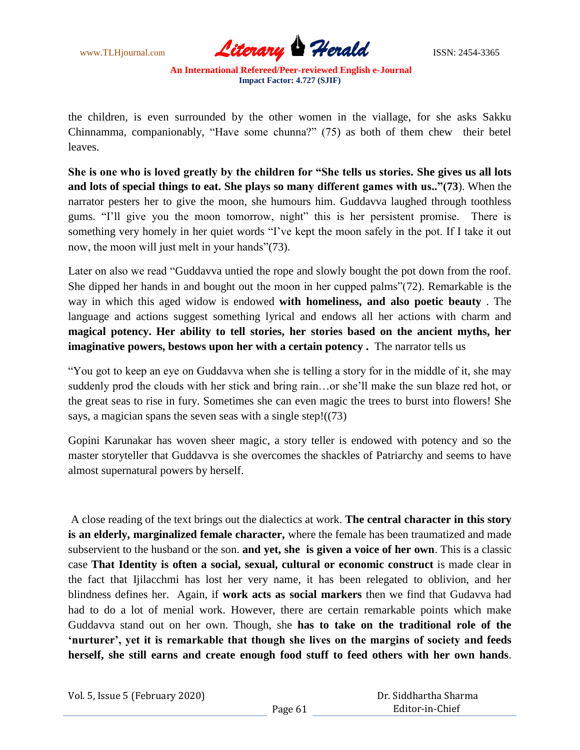the children, is even surrounded by the other women in the viallage, for she asks Sakku Chinnamma, companionably, "Have some chunna?" (75) as both of them chew their betel leaves.

**She is one who is loved greatly by the children for "She tells us stories. She gives us all lots and lots of special things to eat. She plays so many different games with us.."(73**). When the narrator pesters her to give the moon, she humours him. Guddavva laughed through toothless gums. "I'll give you the moon tomorrow, night" this is her persistent promise. There is something very homely in her quiet words "I've kept the moon safely in the pot. If I take it out now, the moon will just melt in your hands"(73).

Later on also we read "Guddavva untied the rope and slowly bought the pot down from the roof. She dipped her hands in and bought out the moon in her cupped palms"(72). Remarkable is the way in which this aged widow is endowed **with homeliness, and also poetic beauty** . The language and actions suggest something lyrical and endows all her actions with charm and **magical potency. Her ability to tell stories, her stories based on the ancient myths, her imaginative powers, bestows upon her with a certain potency .** The narrator tells us

"You got to keep an eye on Guddavva when she is telling a story for in the middle of it, she may suddenly prod the clouds with her stick and bring rain…or she'll make the sun blaze red hot, or the great seas to rise in fury. Sometimes she can even magic the trees to burst into flowers! She says, a magician spans the seven seas with a single step!((73)

Gopini Karunakar has woven sheer magic, a story teller is endowed with potency and so the master storyteller that Guddavva is she overcomes the shackles of Patriarchy and seems to have almost supernatural powers by herself.

A close reading of the text brings out the dialectics at work. **The central character in this story is an elderly, marginalized female character,** where the female has been traumatized and made subservient to the husband or the son. **and yet, she is given a voice of her own**. This is a classic case **That Identity is often a social, sexual, cultural or economic construct** is made clear in the fact that Ijilacchmi has lost her very name, it has been relegated to oblivion, and her blindness defines her. Again, if **work acts as social markers** then we find that Gudavva had had to do a lot of menial work. However, there are certain remarkable points which make Guddavva stand out on her own. Though, she **has to take on the traditional role of the 'nurturer', yet it is remarkable that though she lives on the margins of society and feeds herself, she still earns and create enough food stuff to feed others with her own hands**.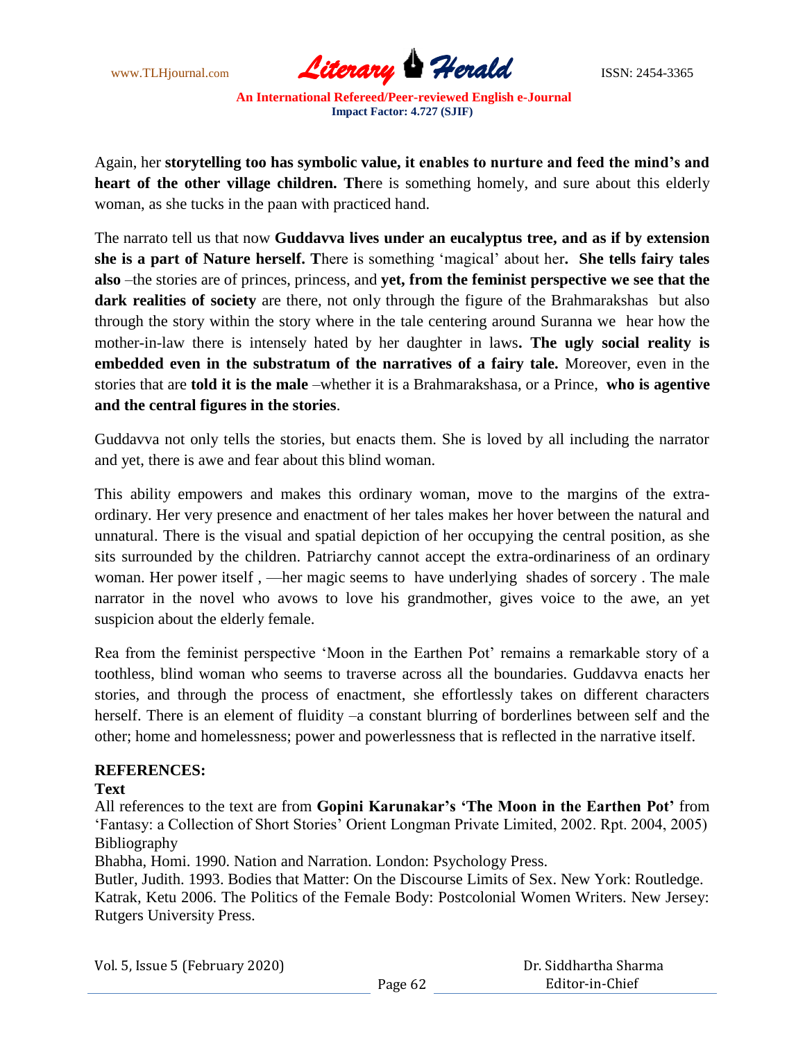Again, her **storytelling too has symbolic value, it enables to nurture and feed the mind's and heart of the other village children. Th**ere is something homely, and sure about this elderly woman, as she tucks in the paan with practiced hand.

The narrato tell us that now **Guddavva lives under an eucalyptus tree, and as if by extension she is a part of Nature herself. T**here is something 'magical' about her**. She tells fairy tales also** –the stories are of princes, princess, and **yet, from the feminist perspective we see that the dark realities of society** are there, not only through the figure of the Brahmarakshas but also through the story within the story where in the tale centering around Suranna we hear how the mother-in-law there is intensely hated by her daughter in laws**. The ugly social reality is embedded even in the substratum of the narratives of a fairy tale.** Moreover, even in the stories that are **told it is the male** –whether it is a Brahmarakshasa, or a Prince, **who is agentive and the central figures in the stories**.

Guddavva not only tells the stories, but enacts them. She is loved by all including the narrator and yet, there is awe and fear about this blind woman.

This ability empowers and makes this ordinary woman, move to the margins of the extra-ordinary. Her very presence and enactment of her tales makes her hover between the natural and unnatural. There is the visual and spatial depiction of her occupying the central position, as she sits surrounded by the children. Patriarchy cannot accept the extra-ordinariness of an ordinary woman. Her power itself , —her magic seems to have underlying shades of sorcery . The male narrator in the novel who avows to love his grandmother, gives voice to the awe, an yet suspicion about the elderly female.

Rea from the feminist perspective 'Moon in the Earthen Pot' remains a remarkable story of a toothless, blind woman who seems to traverse across all the boundaries. Guddavva enacts her stories, and through the process of enactment, she effortlessly takes on different characters herself. There is an element of fluidity –a constant blurring of borderlines between self and the other; home and homelessness; power and powerlessness that is reflected in the narrative itself.

**REFERENCES:**

**Text**

All references to the text are from **Gopini Karunakar's 'The Moon in the Earthen Pot'** from 'Fantasy: a Collection of Short Stories' Orient Longman Private Limited, 2002. Rpt. 2004, 2005)

Bibliography

Bhabha, Homi. 1990. Nation and Narration. London: Psychology Press.

Butler, Judith. 1993. Bodies that Matter: On the Discourse Limits of Sex. New York: Routledge.

Katrak, Ketu 2006. The Politics of the Female Body: Postcolonial Women Writers. New Jersey: Rutgers University Press.